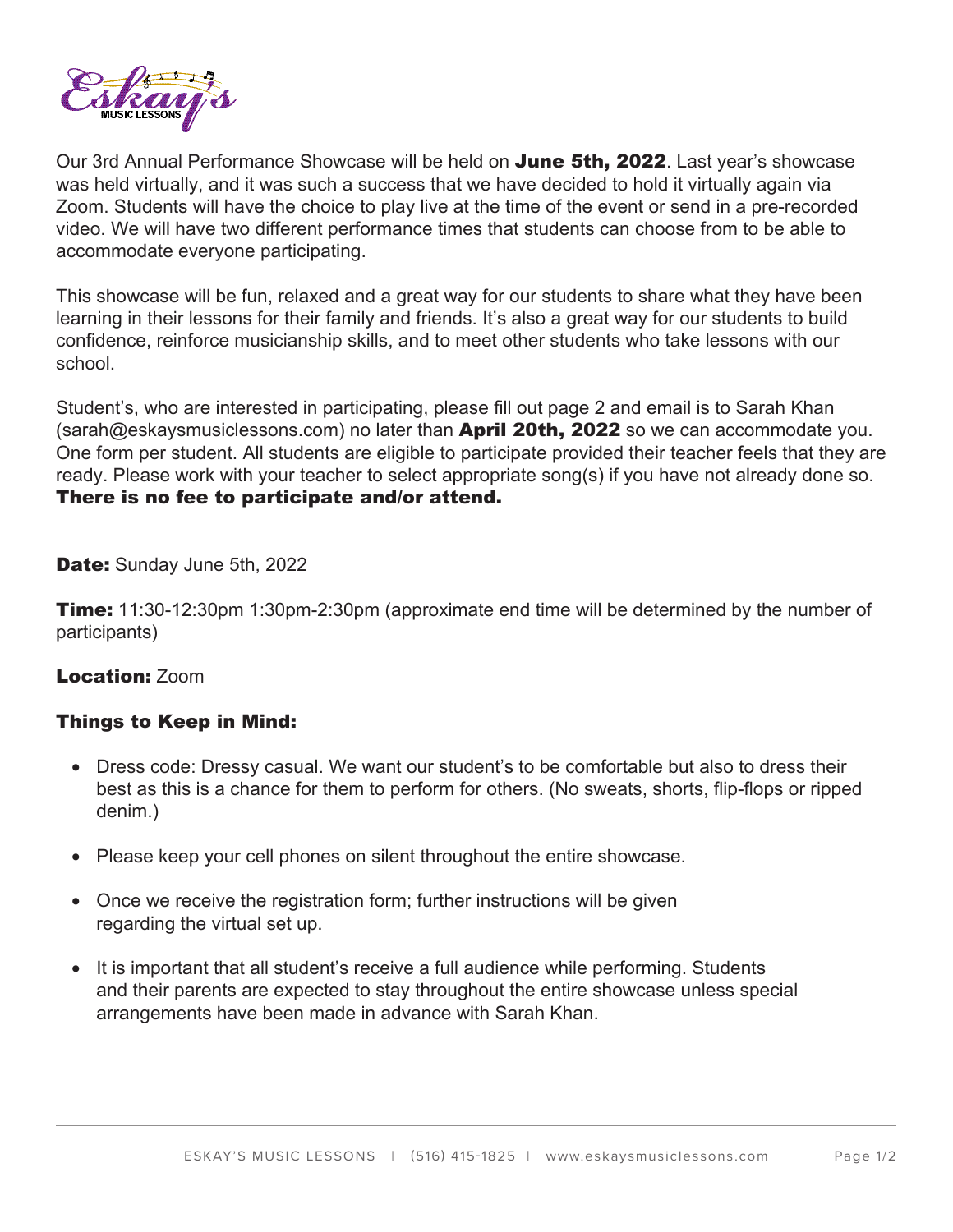Our 3rd Annual Performance Showcase will be held on **June 5th, 2022**. Last year's showcase was held virtually, and it was such a success that we have decided to hold it virtually again via Zoom. Students will have the choice to play live at the time of the event or send in a pre-recorded video. We will have two different performance times that students can choose from to be able to accommodate everyone participating.

This showcase will be fun, relaxed and a great way for our students to share what they have been learning in their lessons for their family and friends. It's also a great way for our students to build confidence, reinforce musicianship skills, and to meet other students who take lessons with our school.

Student's, who are interested in participating, please fill out page 2 and email is to Sarah Khan (sarah@eskaysmusiclessons.com) no later than **April 20th, 2022** so we can accommodate you. One form per student. All students are eligible to participate provided their teacher feels that they are ready. Please work with your teacher to select appropriate song(s) if you have not already done so. **There is no fee to participate and/or attend.**

**Date:** Sunday June 5th, 2022

**Time:** 11:30-12:30pm 1:30pm-2:30pm (approximate end time will be determined by the number of participants)

**Location:** Zoom

### Things to Keep in Mind:

- Dress code: Dressy casual. We want our student's to be comfortable but also to dress their best as this is a chance for them to perform for others. (No sweats, shorts, flip-flops or ripped denim.)

- Please keep your cell phones on silent throughout the entire showcase.

- Once we receive the registration form; further instructions will be given regarding the virtual set up.

- It is important that all student's receive a full audience while performing. Students and their parents are expected to stay throughout the entire showcase unless special arrangements have been made in advance with Sarah Khan.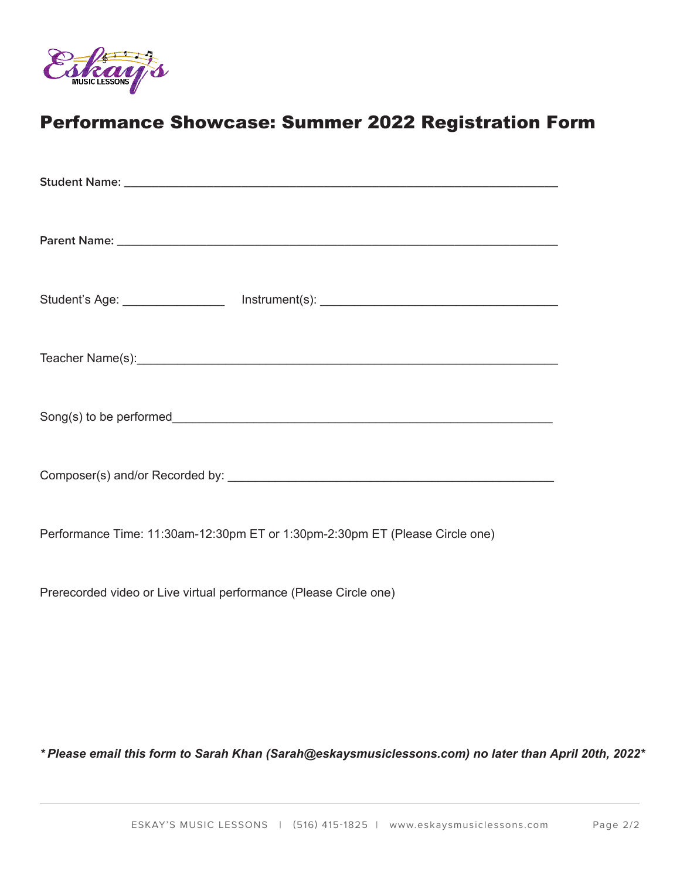# Performance Showcase: Summer 2022 Registration Form

**Student Name:** ________________________________________________________________

**Parent Name:** ________________________________________________________________

Student's Age: _______________ Instrument(s): ___________________________________

Teacher Name(s):_________________________________________________________

Song(s) to be performed____________________________________________________

Composer(s) and/or Recorded by: _____________________________________________

Performance Time: 11:30am-12:30pm ET or 1:30pm-2:30pm ET (Please Circle one)

Prerecorded video or Live virtual performance (Please Circle one)

***Please email this form to Sarah Khan (Sarah@eskaysmusiclessons.com) no later than April 20th, 2022***